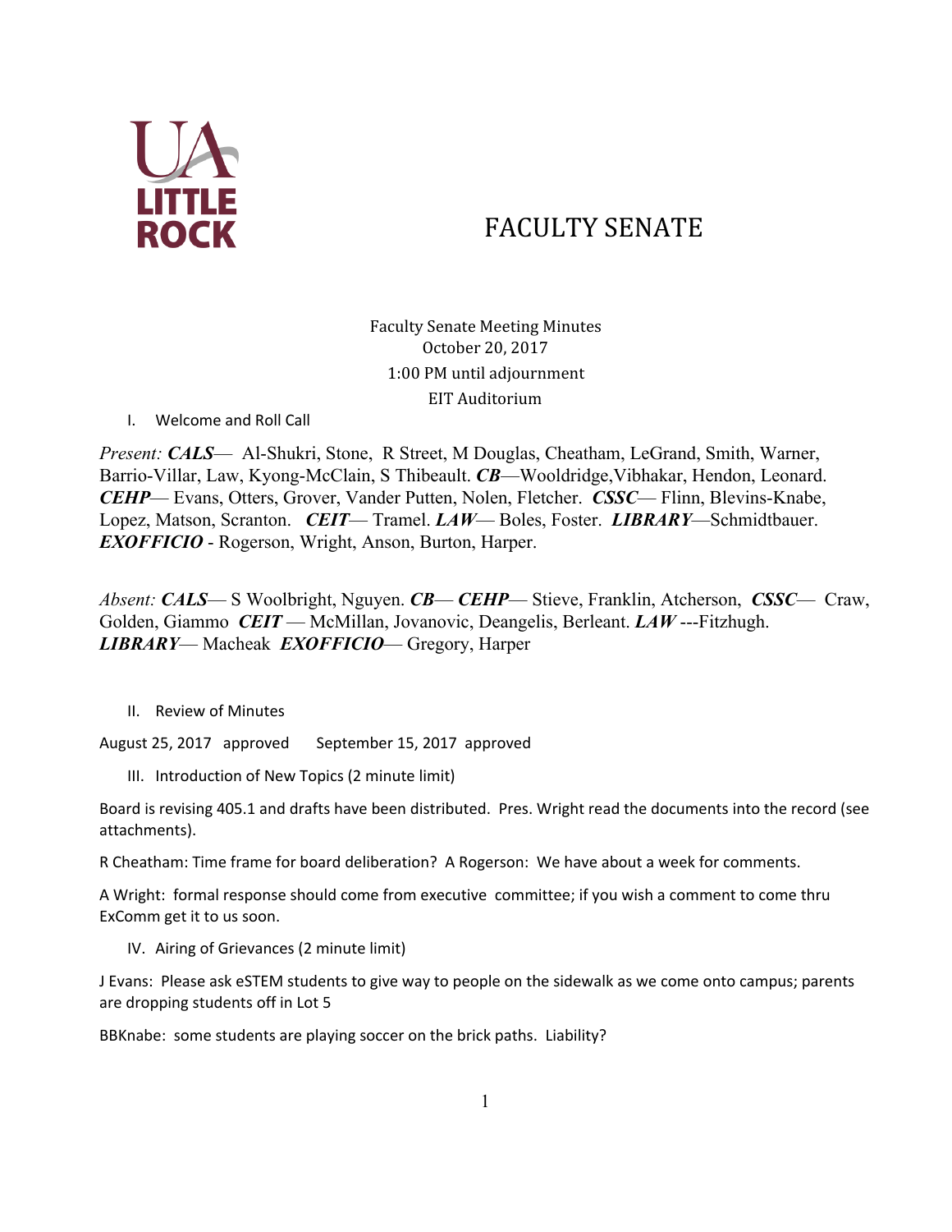# FACULTY SENATE

Faculty Senate Meeting Minutes
October 20, 2017
1:00 PM until adjournment
EIT Auditorium

I. Welcome and Roll Call

*Present:* ***CALS***— Al-Shukri, Stone, R Street, M Douglas, Cheatham, LeGrand, Smith, Warner, Barrio-Villar, Law, Kyong-McClain, S Thibeault. ***CB***—Wooldridge,Vibhakar, Hendon, Leonard. ***CEHP***— Evans, Otters, Grover, Vander Putten, Nolen, Fletcher. ***CSSC***— Flinn, Blevins-Knabe, Lopez, Matson, Scranton. ***CEIT***— Tramel. ***LAW***— Boles, Foster. ***LIBRARY***—Schmidtbauer. ***EXOFFICIO*** - Rogerson, Wright, Anson, Burton, Harper.

*Absent:* ***CALS***— S Woolbright, Nguyen. ***CB***— ***CEHP***— Stieve, Franklin, Atcherson, ***CSSC***— Craw, Golden, Giammo ***CEIT*** — McMillan, Jovanovic, Deangelis, Berleant. ***LAW*** ---Fitzhugh. ***LIBRARY***— Macheak ***EXOFFICIO***— Gregory, Harper

II. Review of Minutes

August 25, 2017 approved September 15, 2017 approved

III. Introduction of New Topics (2 minute limit)

Board is revising 405.1 and drafts have been distributed. Pres. Wright read the documents into the record (see attachments).

R Cheatham: Time frame for board deliberation? A Rogerson: We have about a week for comments.

A Wright: formal response should come from executive committee; if you wish a comment to come thru ExComm get it to us soon.

IV. Airing of Grievances (2 minute limit)

J Evans: Please ask eSTEM students to give way to people on the sidewalk as we come onto campus; parents are dropping students off in Lot 5

BBKnabe: some students are playing soccer on the brick paths. Liability?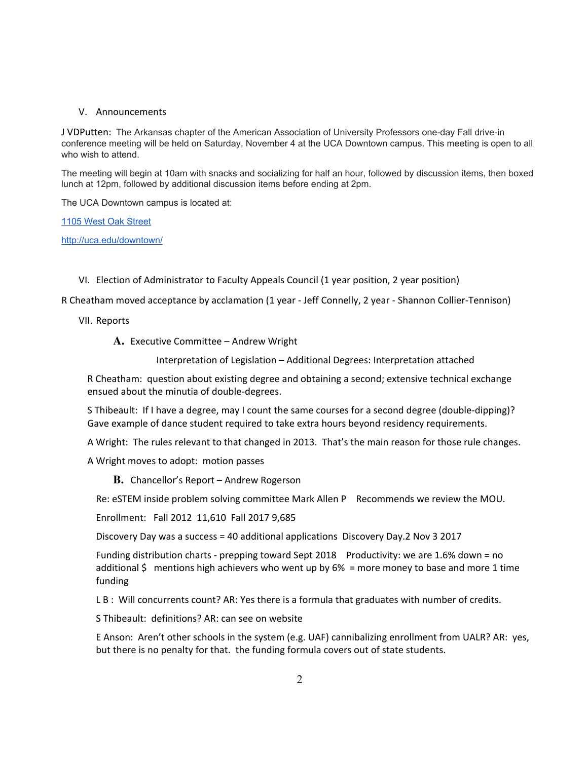## V. Announcements

J VDPutten: The Arkansas chapter of the American Association of University Professors one-day Fall drive-in conference meeting will be held on Saturday, November 4 at the UCA Downtown campus. This meeting is open to all who wish to attend.

The meeting will begin at 10am with snacks and socializing for half an hour, followed by discussion items, then boxed lunch at 12pm, followed by additional discussion items before ending at 2pm.

The UCA Downtown campus is located at:

1105 West Oak Street

http://uca.edu/downtown/

## VI. Election of Administrator to Faculty Appeals Council (1 year position, 2 year position)

R Cheatham moved acceptance by acclamation (1 year - Jeff Connelly, 2 year - Shannon Collier-Tennison)

## VII. Reports

### A. Executive Committee – Andrew Wright

Interpretation of Legislation – Additional Degrees: Interpretation attached

R Cheatham: question about existing degree and obtaining a second; extensive technical exchange ensued about the minutia of double-degrees.

S Thibeault: If I have a degree, may I count the same courses for a second degree (double-dipping)? Gave example of dance student required to take extra hours beyond residency requirements.

A Wright: The rules relevant to that changed in 2013. That's the main reason for those rule changes.

A Wright moves to adopt: motion passes

### B. Chancellor's Report – Andrew Rogerson

Re: eSTEM inside problem solving committee Mark Allen P Recommends we review the MOU.

Enrollment: Fall 2012 11,610 Fall 2017 9,685

Discovery Day was a success = 40 additional applications Discovery Day.2 Nov 3 2017

Funding distribution charts - prepping toward Sept 2018 Productivity: we are 1.6% down = no additional $ mentions high achievers who went up by 6% = more money to base and more 1 time funding

L B : Will concurrents count? AR: Yes there is a formula that graduates with number of credits.

S Thibeault: definitions? AR: can see on website

E Anson: Aren't other schools in the system (e.g. UAF) cannibalizing enrollment from UALR? AR: yes, but there is no penalty for that. the funding formula covers out of state students.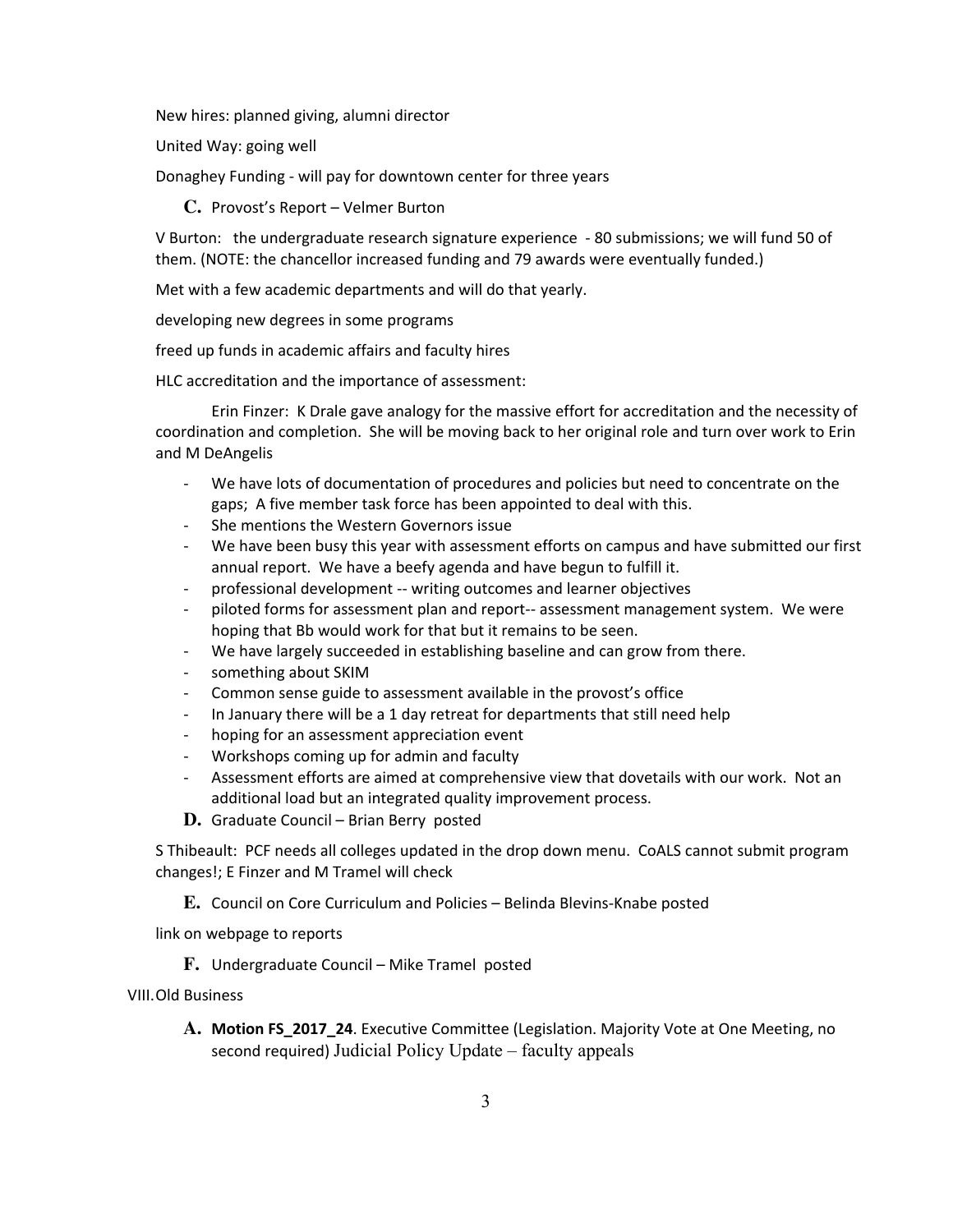New hires: planned giving, alumni director

United Way: going well

Donaghey Funding - will pay for downtown center for three years

**C.** Provost's Report – Velmer Burton

V Burton: the undergraduate research signature experience - 80 submissions; we will fund 50 of them. (NOTE: the chancellor increased funding and 79 awards were eventually funded.)

Met with a few academic departments and will do that yearly.

developing new degrees in some programs

freed up funds in academic affairs and faculty hires

HLC accreditation and the importance of assessment:

Erin Finzer: K Drale gave analogy for the massive effort for accreditation and the necessity of coordination and completion. She will be moving back to her original role and turn over work to Erin and M DeAngelis

- We have lots of documentation of procedures and policies but need to concentrate on the gaps; A five member task force has been appointed to deal with this.
- She mentions the Western Governors issue
- We have been busy this year with assessment efforts on campus and have submitted our first annual report. We have a beefy agenda and have begun to fulfill it.
- professional development -- writing outcomes and learner objectives
- piloted forms for assessment plan and report-- assessment management system. We were hoping that Bb would work for that but it remains to be seen.
- We have largely succeeded in establishing baseline and can grow from there.
- something about SKIM
- Common sense guide to assessment available in the provost's office
- In January there will be a 1 day retreat for departments that still need help
- hoping for an assessment appreciation event
- Workshops coming up for admin and faculty
- Assessment efforts are aimed at comprehensive view that dovetails with our work. Not an additional load but an integrated quality improvement process.

**D.** Graduate Council – Brian Berry posted

S Thibeault: PCF needs all colleges updated in the drop down menu. CoALS cannot submit program changes!; E Finzer and M Tramel will check

**E.** Council on Core Curriculum and Policies – Belinda Blevins-Knabe posted

link on webpage to reports

**F.** Undergraduate Council – Mike Tramel posted

VIII. Old Business

**A.** **Motion FS_2017_24**. Executive Committee (Legislation. Majority Vote at One Meeting, no second required) Judicial Policy Update – faculty appeals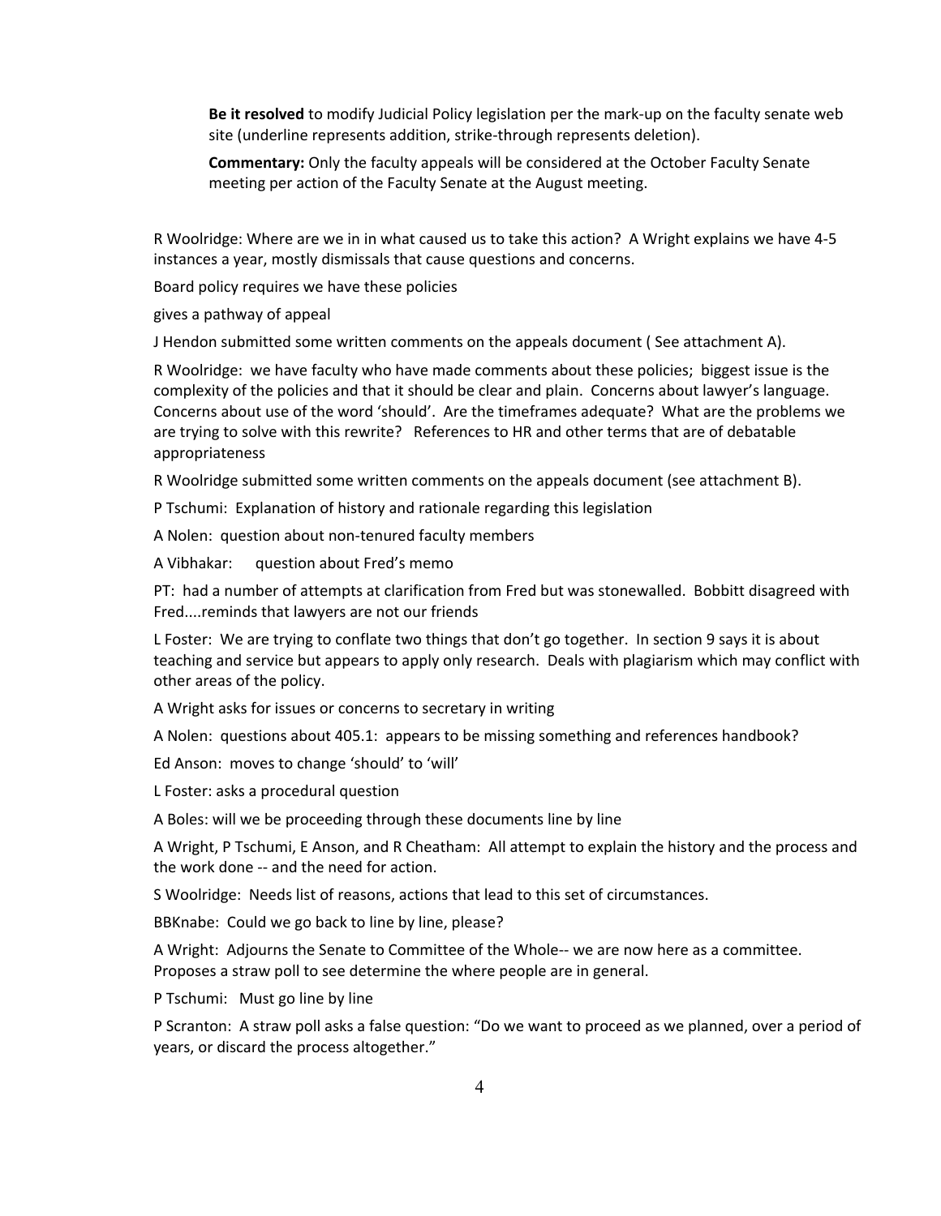**Be it resolved** to modify Judicial Policy legislation per the mark-up on the faculty senate web site (underline represents addition, strike-through represents deletion).

**Commentary:** Only the faculty appeals will be considered at the October Faculty Senate meeting per action of the Faculty Senate at the August meeting.

R Woolridge: Where are we in in what caused us to take this action? A Wright explains we have 4-5 instances a year, mostly dismissals that cause questions and concerns.

Board policy requires we have these policies

gives a pathway of appeal

J Hendon submitted some written comments on the appeals document ( See attachment A).

R Woolridge: we have faculty who have made comments about these policies; biggest issue is the complexity of the policies and that it should be clear and plain. Concerns about lawyer's language. Concerns about use of the word 'should'. Are the timeframes adequate? What are the problems we are trying to solve with this rewrite? References to HR and other terms that are of debatable appropriateness

R Woolridge submitted some written comments on the appeals document (see attachment B).

P Tschumi: Explanation of history and rationale regarding this legislation

A Nolen: question about non-tenured faculty members

A Vibhakar: question about Fred's memo

PT: had a number of attempts at clarification from Fred but was stonewalled. Bobbitt disagreed with Fred....reminds that lawyers are not our friends

L Foster: We are trying to conflate two things that don't go together. In section 9 says it is about teaching and service but appears to apply only research. Deals with plagiarism which may conflict with other areas of the policy.

A Wright asks for issues or concerns to secretary in writing

A Nolen: questions about 405.1: appears to be missing something and references handbook?

Ed Anson: moves to change 'should' to 'will'

L Foster: asks a procedural question

A Boles: will we be proceeding through these documents line by line

A Wright, P Tschumi, E Anson, and R Cheatham: All attempt to explain the history and the process and the work done -- and the need for action.

S Woolridge: Needs list of reasons, actions that lead to this set of circumstances.

BBKnabe: Could we go back to line by line, please?

A Wright: Adjourns the Senate to Committee of the Whole-- we are now here as a committee. Proposes a straw poll to see determine the where people are in general.

P Tschumi: Must go line by line

P Scranton: A straw poll asks a false question: "Do we want to proceed as we planned, over a period of years, or discard the process altogether."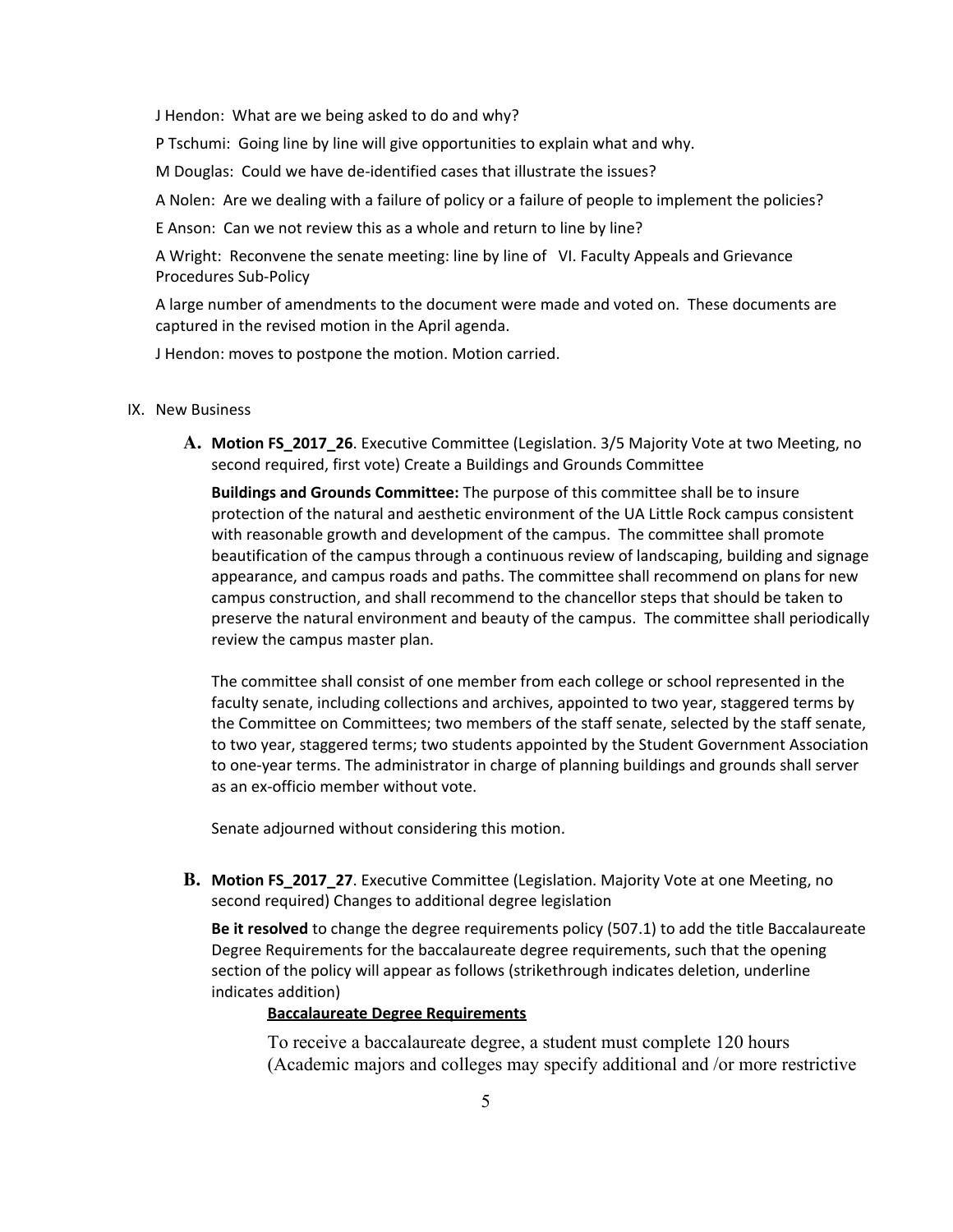J Hendon: What are we being asked to do and why?

P Tschumi: Going line by line will give opportunities to explain what and why.

M Douglas: Could we have de-identified cases that illustrate the issues?

A Nolen: Are we dealing with a failure of policy or a failure of people to implement the policies?

E Anson: Can we not review this as a whole and return to line by line?

A Wright: Reconvene the senate meeting: line by line of VI. Faculty Appeals and Grievance Procedures Sub-Policy

A large number of amendments to the document were made and voted on. These documents are captured in the revised motion in the April agenda.

J Hendon: moves to postpone the motion. Motion carried.

IX. New Business

**A. Motion FS_2017_26**. Executive Committee (Legislation. 3/5 Majority Vote at two Meeting, no second required, first vote) Create a Buildings and Grounds Committee

**Buildings and Grounds Committee:** The purpose of this committee shall be to insure protection of the natural and aesthetic environment of the UA Little Rock campus consistent with reasonable growth and development of the campus. The committee shall promote beautification of the campus through a continuous review of landscaping, building and signage appearance, and campus roads and paths. The committee shall recommend on plans for new campus construction, and shall recommend to the chancellor steps that should be taken to preserve the natural environment and beauty of the campus. The committee shall periodically review the campus master plan.

The committee shall consist of one member from each college or school represented in the faculty senate, including collections and archives, appointed to two year, staggered terms by the Committee on Committees; two members of the staff senate, selected by the staff senate, to two year, staggered terms; two students appointed by the Student Government Association to one-year terms. The administrator in charge of planning buildings and grounds shall server as an ex-officio member without vote.

Senate adjourned without considering this motion.

**B. Motion FS_2017_27**. Executive Committee (Legislation. Majority Vote at one Meeting, no second required) Changes to additional degree legislation

**Be it resolved** to change the degree requirements policy (507.1) to add the title Baccalaureate Degree Requirements for the baccalaureate degree requirements, such that the opening section of the policy will appear as follows (strikethrough indicates deletion, underline indicates addition)

<u>**Baccalaureate Degree Requirements**</u>

To receive a baccalaureate degree, a student must complete 120 hours (Academic majors and colleges may specify additional and /or more restrictive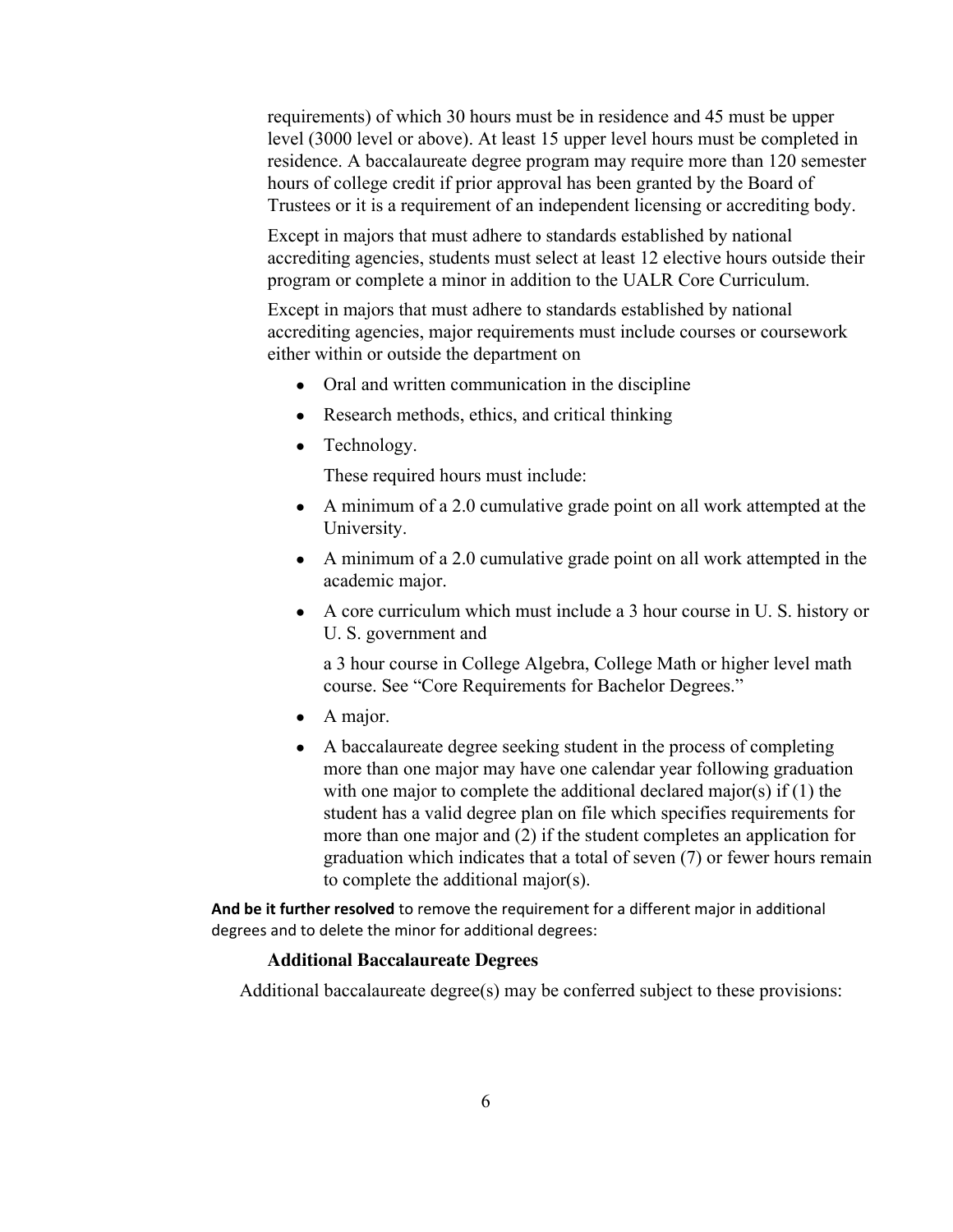requirements) of which 30 hours must be in residence and 45 must be upper level (3000 level or above). At least 15 upper level hours must be completed in residence. A baccalaureate degree program may require more than 120 semester hours of college credit if prior approval has been granted by the Board of Trustees or it is a requirement of an independent licensing or accrediting body.

Except in majors that must adhere to standards established by national accrediting agencies, students must select at least 12 elective hours outside their program or complete a minor in addition to the UALR Core Curriculum.

Except in majors that must adhere to standards established by national accrediting agencies, major requirements must include courses or coursework either within or outside the department on

- Oral and written communication in the discipline
- Research methods, ethics, and critical thinking
- Technology.

  These required hours must include:

- A minimum of a 2.0 cumulative grade point on all work attempted at the University.
- A minimum of a 2.0 cumulative grade point on all work attempted in the academic major.
- A core curriculum which must include a 3 hour course in U. S. history or U. S. government and

  a 3 hour course in College Algebra, College Math or higher level math course. See "Core Requirements for Bachelor Degrees."

- A major.
- A baccalaureate degree seeking student in the process of completing more than one major may have one calendar year following graduation with one major to complete the additional declared major(s) if (1) the student has a valid degree plan on file which specifies requirements for more than one major and (2) if the student completes an application for graduation which indicates that a total of seven (7) or fewer hours remain to complete the additional major(s).

**And be it further resolved** to remove the requirement for a different major in additional degrees and to delete the minor for additional degrees:

**Additional Baccalaureate Degrees**

Additional baccalaureate degree(s) may be conferred subject to these provisions: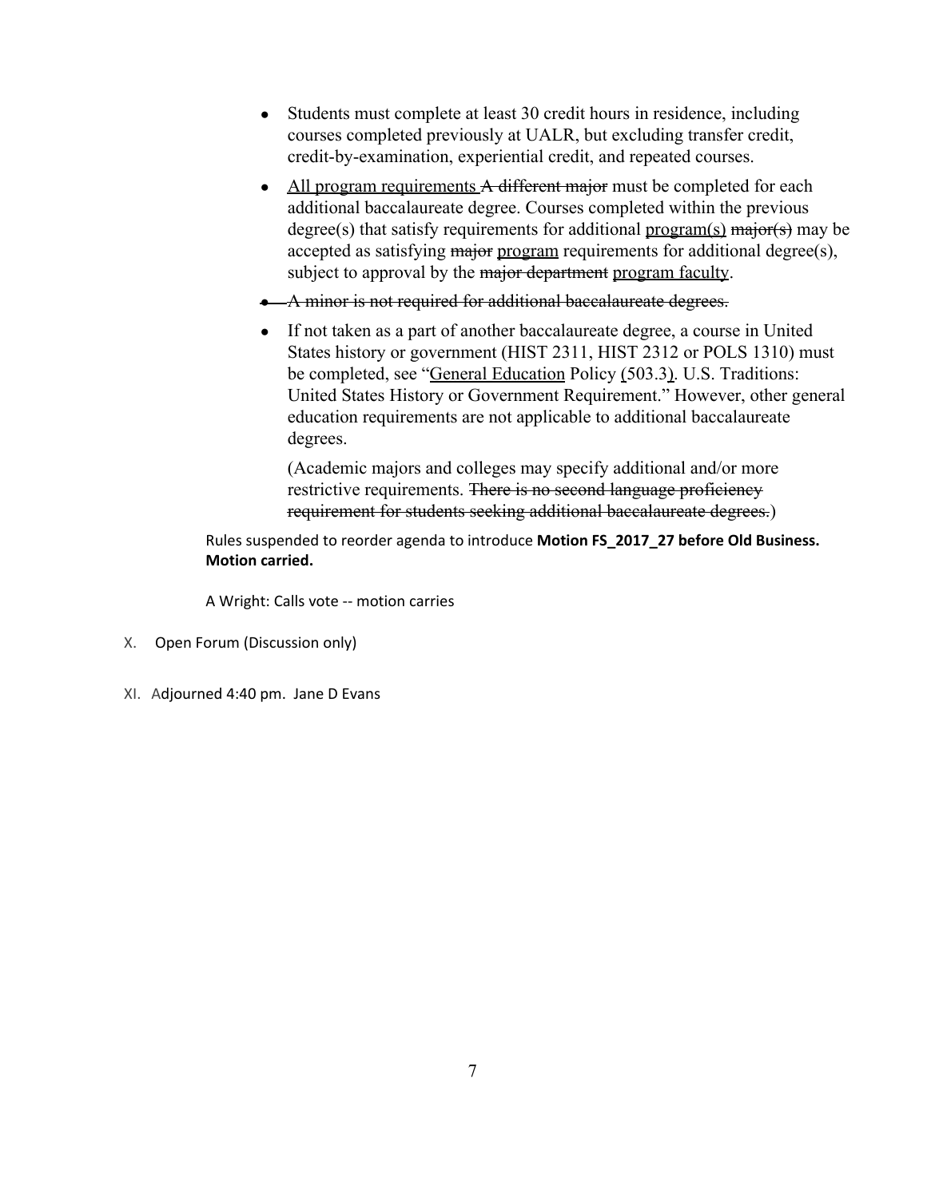- Students must complete at least 30 credit hours in residence, including courses completed previously at UALR, but excluding transfer credit, credit-by-examination, experiential credit, and repeated courses.
- <u>All program requirements</u> ~~A different major~~ must be completed for each additional baccalaureate degree. Courses completed within the previous degree(s) that satisfy requirements for additional <u>program(s)</u> ~~major(s)~~ may be accepted as satisfying ~~major~~ <u>program</u> requirements for additional degree(s), subject to approval by the ~~major department~~ <u>program faculty</u>.
- ~~A minor is not required for additional baccalaureate degrees.~~
- If not taken as a part of another baccalaureate degree, a course in United States history or government (HIST 2311, HIST 2312 or POLS 1310) must be completed, see "<u>General Education</u> Policy <u>(</u>503.3<u>)</u>. U.S. Traditions: United States History or Government Requirement." However, other general education requirements are not applicable to additional baccalaureate degrees.

  (Academic majors and colleges may specify additional and/or more restrictive requirements. ~~There is no second language proficiency requirement for students seeking additional baccalaureate degrees.~~)

Rules suspended to reorder agenda to introduce **Motion FS_2017_27 before Old Business. Motion carried.**

A Wright: Calls vote -- motion carries

X. Open Forum (Discussion only)

XI. Adjourned 4:40 pm. Jane D Evans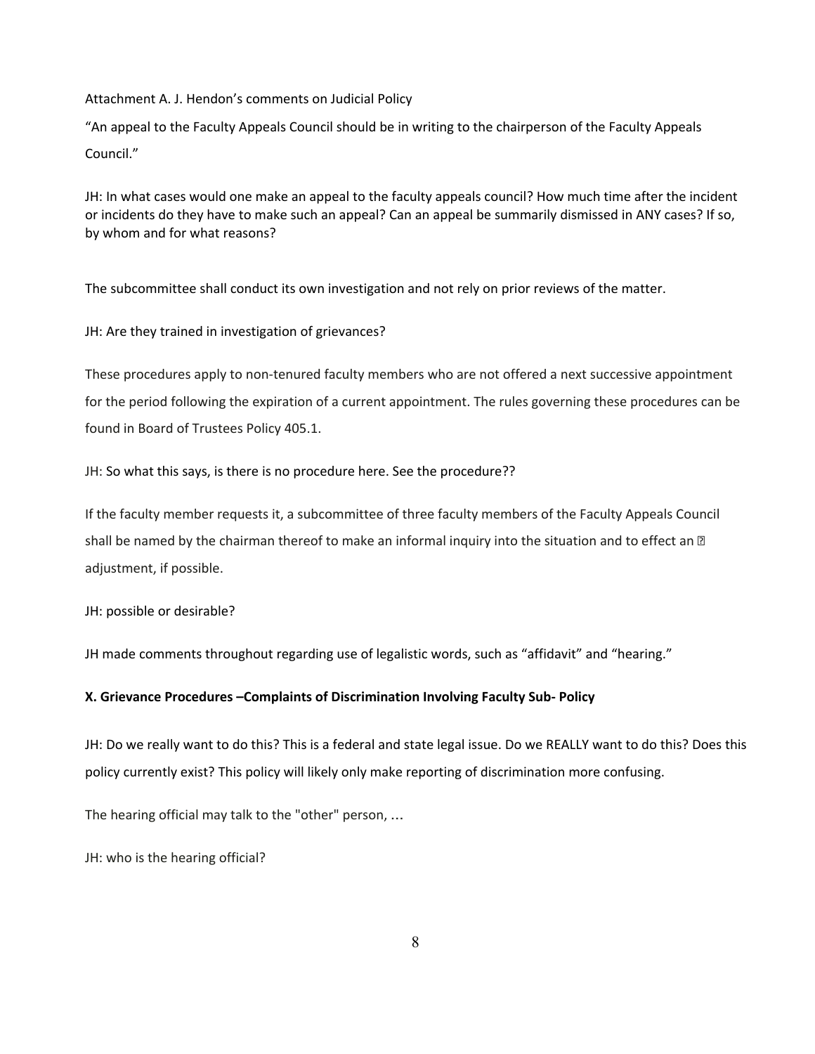Attachment A. J. Hendon's comments on Judicial Policy

"An appeal to the Faculty Appeals Council should be in writing to the chairperson of the Faculty Appeals Council."

JH: In what cases would one make an appeal to the faculty appeals council? How much time after the incident or incidents do they have to make such an appeal? Can an appeal be summarily dismissed in ANY cases? If so, by whom and for what reasons?

The subcommittee shall conduct its own investigation and not rely on prior reviews of the matter.

JH: Are they trained in investigation of grievances?

These procedures apply to non-tenured faculty members who are not offered a next successive appointment for the period following the expiration of a current appointment. The rules governing these procedures can be found in Board of Trustees Policy 405.1.

JH: So what this says, is there is no procedure here. See the procedure??

If the faculty member requests it, a subcommittee of three faculty members of the Faculty Appeals Council shall be named by the chairman thereof to make an informal inquiry into the situation and to effect an adjustment, if possible.

JH: possible or desirable?

JH made comments throughout regarding use of legalistic words, such as "affidavit" and "hearing."

**X. Grievance Procedures –Complaints of Discrimination Involving Faculty Sub- Policy**

JH: Do we really want to do this? This is a federal and state legal issue. Do we REALLY want to do this? Does this policy currently exist? This policy will likely only make reporting of discrimination more confusing.

The hearing official may talk to the "other" person, …

JH: who is the hearing official?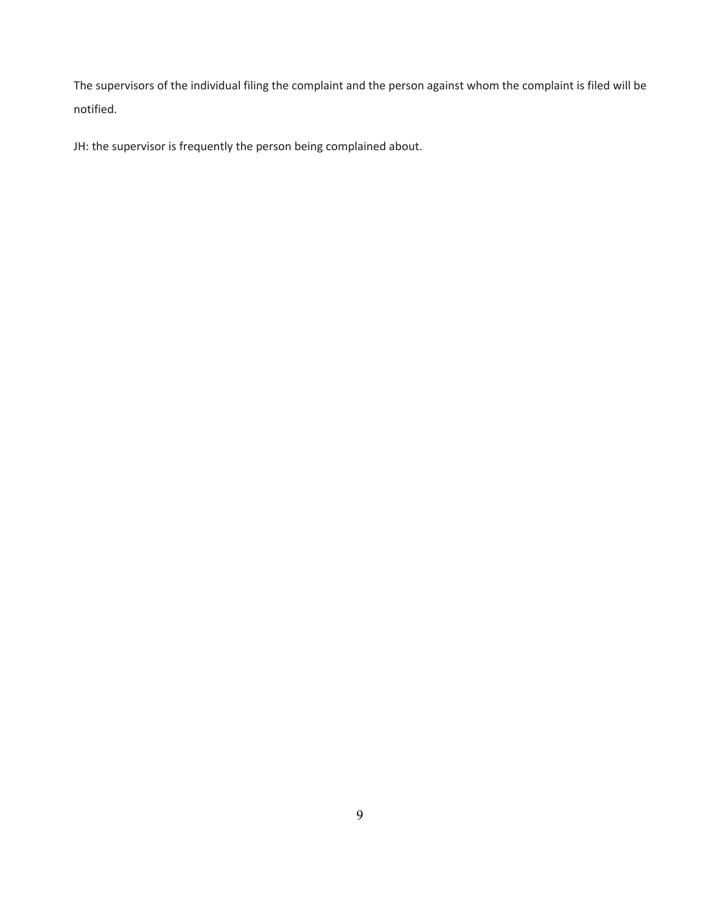The supervisors of the individual filing the complaint and the person against whom the complaint is filed will be notified.

JH: the supervisor is frequently the person being complained about.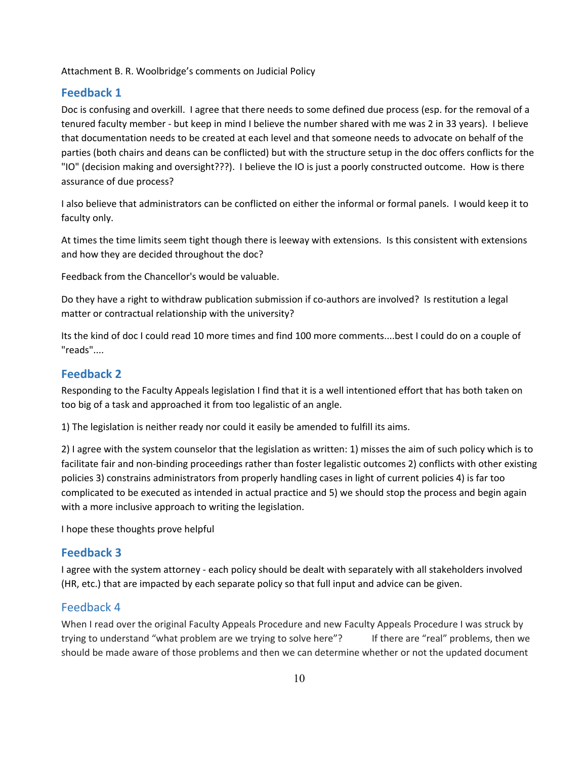Attachment B. R. Woolbridge's comments on Judicial Policy

## Feedback 1

Doc is confusing and overkill. I agree that there needs to some defined due process (esp. for the removal of a tenured faculty member - but keep in mind I believe the number shared with me was 2 in 33 years). I believe that documentation needs to be created at each level and that someone needs to advocate on behalf of the parties (both chairs and deans can be conflicted) but with the structure setup in the doc offers conflicts for the "IO" (decision making and oversight???). I believe the IO is just a poorly constructed outcome. How is there assurance of due process?

I also believe that administrators can be conflicted on either the informal or formal panels. I would keep it to faculty only.

At times the time limits seem tight though there is leeway with extensions. Is this consistent with extensions and how they are decided throughout the doc?

Feedback from the Chancellor's would be valuable.

Do they have a right to withdraw publication submission if co-authors are involved? Is restitution a legal matter or contractual relationship with the university?

Its the kind of doc I could read 10 more times and find 100 more comments....best I could do on a couple of "reads"....

## Feedback 2

Responding to the Faculty Appeals legislation I find that it is a well intentioned effort that has both taken on too big of a task and approached it from too legalistic of an angle.

1) The legislation is neither ready nor could it easily be amended to fulfill its aims.

2) I agree with the system counselor that the legislation as written: 1) misses the aim of such policy which is to facilitate fair and non-binding proceedings rather than foster legalistic outcomes 2) conflicts with other existing policies 3) constrains administrators from properly handling cases in light of current policies 4) is far too complicated to be executed as intended in actual practice and 5) we should stop the process and begin again with a more inclusive approach to writing the legislation.

I hope these thoughts prove helpful

## Feedback 3

I agree with the system attorney - each policy should be dealt with separately with all stakeholders involved (HR, etc.) that are impacted by each separate policy so that full input and advice can be given.

## Feedback 4

When I read over the original Faculty Appeals Procedure and new Faculty Appeals Procedure I was struck by trying to understand "what problem are we trying to solve here"? If there are "real" problems, then we should be made aware of those problems and then we can determine whether or not the updated document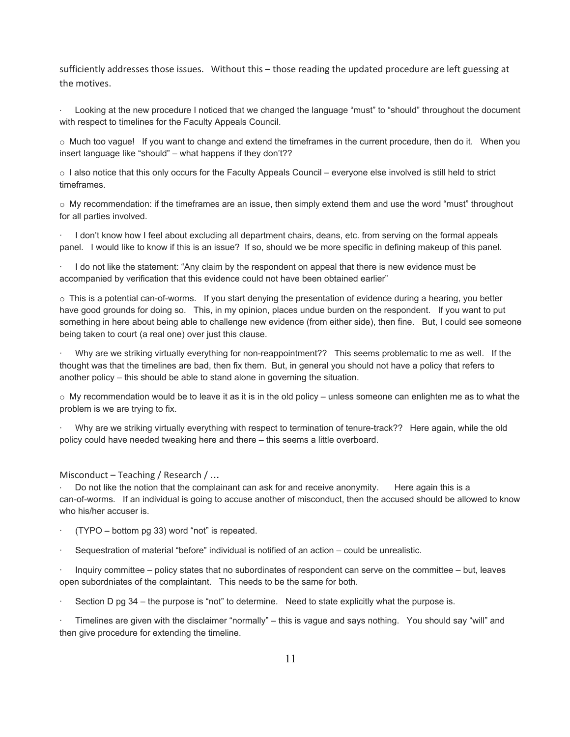sufficiently addresses those issues. Without this – those reading the updated procedure are left guessing at the motives.

- Looking at the new procedure I noticed that we changed the language "must" to "should" throughout the document with respect to timelines for the Faculty Appeals Council.
  - Much too vague! If you want to change and extend the timeframes in the current procedure, then do it. When you insert language like "should" – what happens if they don't??
  - I also notice that this only occurs for the Faculty Appeals Council – everyone else involved is still held to strict timeframes.
  - My recommendation: if the timeframes are an issue, then simply extend them and use the word "must" throughout for all parties involved.
- I don't know how I feel about excluding all department chairs, deans, etc. from serving on the formal appeals panel. I would like to know if this is an issue? If so, should we be more specific in defining makeup of this panel.
- I do not like the statement: "Any claim by the respondent on appeal that there is new evidence must be accompanied by verification that this evidence could not have been obtained earlier"
  - This is a potential can-of-worms. If you start denying the presentation of evidence during a hearing, you better have good grounds for doing so. This, in my opinion, places undue burden on the respondent. If you want to put something in here about being able to challenge new evidence (from either side), then fine. But, I could see someone being taken to court (a real one) over just this clause.
- Why are we striking virtually everything for non-reappointment?? This seems problematic to me as well. If the thought was that the timelines are bad, then fix them. But, in general you should not have a policy that refers to another policy – this should be able to stand alone in governing the situation.
  - My recommendation would be to leave it as it is in the old policy – unless someone can enlighten me as to what the problem is we are trying to fix.
- Why are we striking virtually everything with respect to termination of tenure-track?? Here again, while the old policy could have needed tweaking here and there – this seems a little overboard.

Misconduct – Teaching / Research / …

- Do not like the notion that the complainant can ask for and receive anonymity. Here again this is a can-of-worms. If an individual is going to accuse another of misconduct, then the accused should be allowed to know who his/her accuser is.
- (TYPO – bottom pg 33) word "not" is repeated.
- Sequestration of material "before" individual is notified of an action – could be unrealistic.
- Inquiry committee – policy states that no subordinates of respondent can serve on the committee – but, leaves open subordniates of the complainant. This needs to be the same for both.
- Section D pg 34 – the purpose is "not" to determine. Need to state explicitly what the purpose is.
- Timelines are given with the disclaimer "normally" – this is vague and says nothing. You should say "will" and then give procedure for extending the timeline.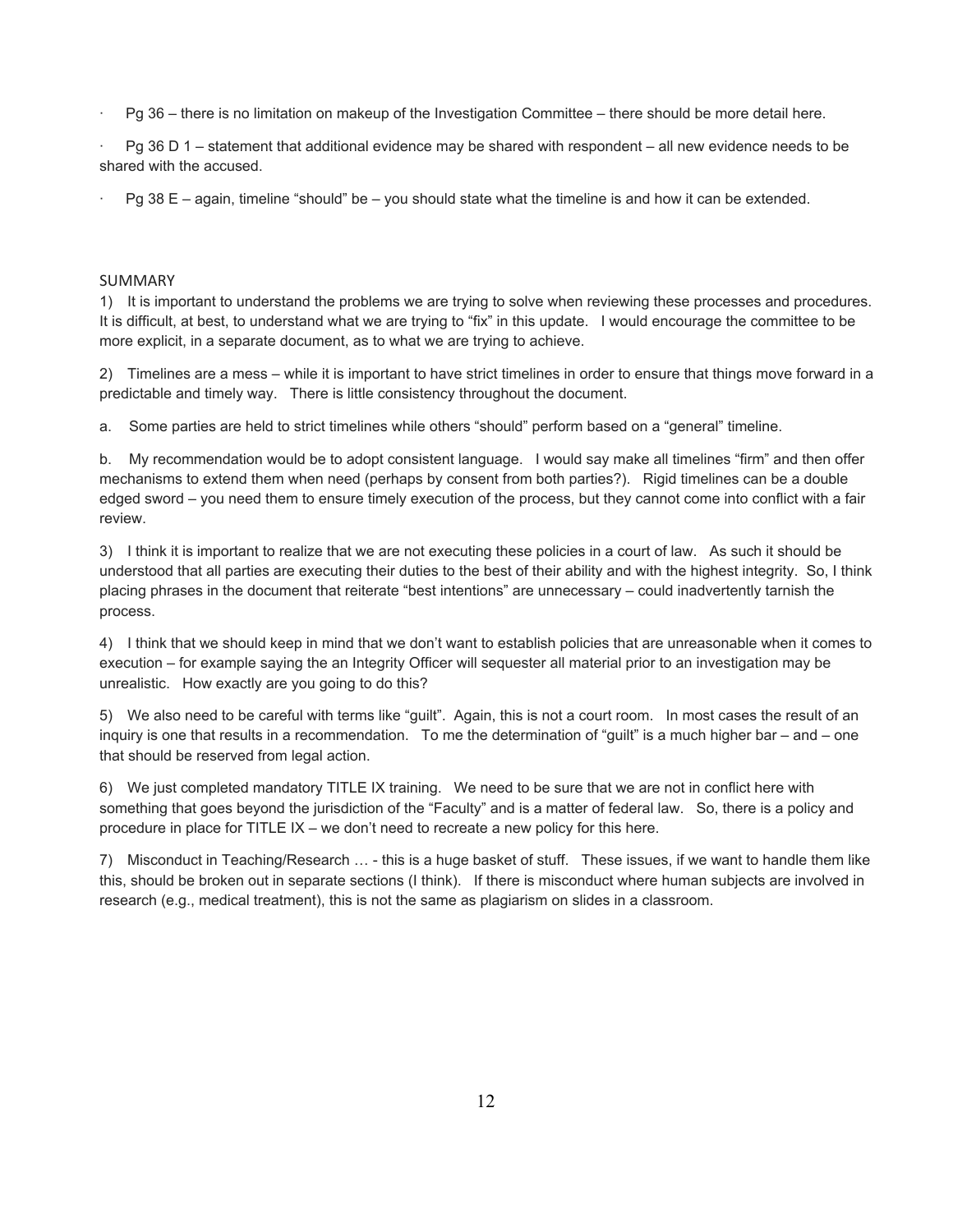- Pg 36 – there is no limitation on makeup of the Investigation Committee – there should be more detail here.
- Pg 36 D 1 – statement that additional evidence may be shared with respondent – all new evidence needs to be shared with the accused.
- Pg 38 E – again, timeline "should" be – you should state what the timeline is and how it can be extended.

SUMMARY

1) It is important to understand the problems we are trying to solve when reviewing these processes and procedures. It is difficult, at best, to understand what we are trying to "fix" in this update. I would encourage the committee to be more explicit, in a separate document, as to what we are trying to achieve.

2) Timelines are a mess – while it is important to have strict timelines in order to ensure that things move forward in a predictable and timely way. There is little consistency throughout the document.

a. Some parties are held to strict timelines while others "should" perform based on a "general" timeline.

b. My recommendation would be to adopt consistent language. I would say make all timelines "firm" and then offer mechanisms to extend them when need (perhaps by consent from both parties?). Rigid timelines can be a double edged sword – you need them to ensure timely execution of the process, but they cannot come into conflict with a fair review.

3) I think it is important to realize that we are not executing these policies in a court of law. As such it should be understood that all parties are executing their duties to the best of their ability and with the highest integrity. So, I think placing phrases in the document that reiterate "best intentions" are unnecessary – could inadvertently tarnish the process.

4) I think that we should keep in mind that we don't want to establish policies that are unreasonable when it comes to execution – for example saying the an Integrity Officer will sequester all material prior to an investigation may be unrealistic. How exactly are you going to do this?

5) We also need to be careful with terms like "guilt". Again, this is not a court room. In most cases the result of an inquiry is one that results in a recommendation. To me the determination of "guilt" is a much higher bar – and – one that should be reserved from legal action.

6) We just completed mandatory TITLE IX training. We need to be sure that we are not in conflict here with something that goes beyond the jurisdiction of the "Faculty" and is a matter of federal law. So, there is a policy and procedure in place for TITLE IX – we don't need to recreate a new policy for this here.

7) Misconduct in Teaching/Research … - this is a huge basket of stuff. These issues, if we want to handle them like this, should be broken out in separate sections (I think). If there is misconduct where human subjects are involved in research (e.g., medical treatment), this is not the same as plagiarism on slides in a classroom.